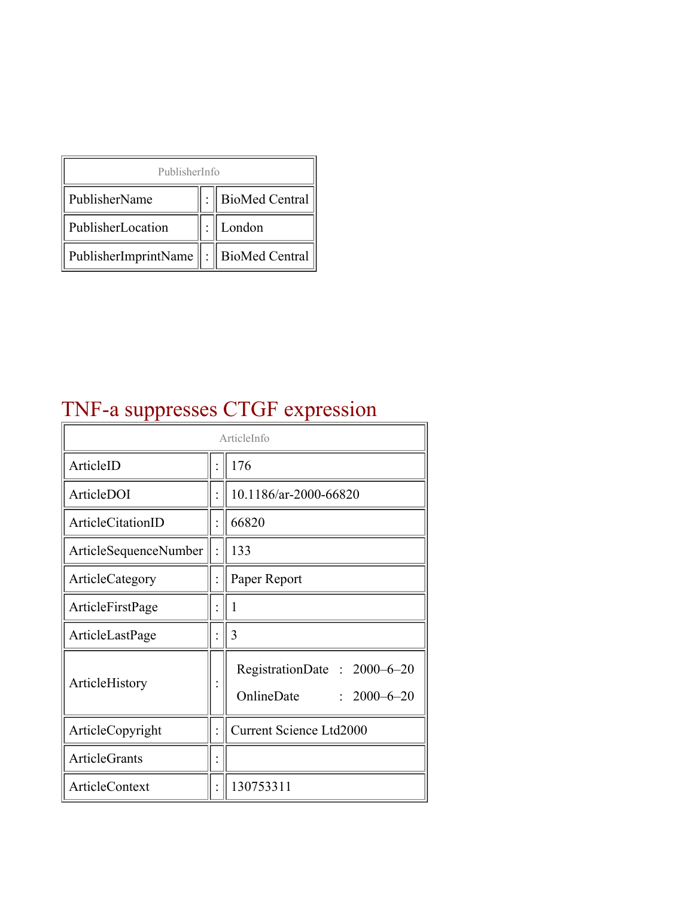| PublisherInfo | | |
|---|---|---|
| PublisherName | : | BioMed Central |
| PublisherLocation | : | London |
| PublisherImprintName | : | BioMed Central |

# TNF-a suppresses CTGF expression

| ArticleInfo | | |
|---|---|---|
| ArticleID | : | 176 |
| ArticleDOI | : | 10.1186/ar-2000-66820 |
| ArticleCitationID | : | 66820 |
| ArticleSequenceNumber | : | 133 |
| ArticleCategory | : | Paper Report |
| ArticleFirstPage | : | 1 |
| ArticleLastPage | : | 3 |
| ArticleHistory | : | RegistrationDate : 2000–6–20<br>OnlineDate : 2000–6–20 |
| ArticleCopyright | : | Current Science Ltd2000 |
| ArticleGrants | : | |
| ArticleContext | : | 130753311 |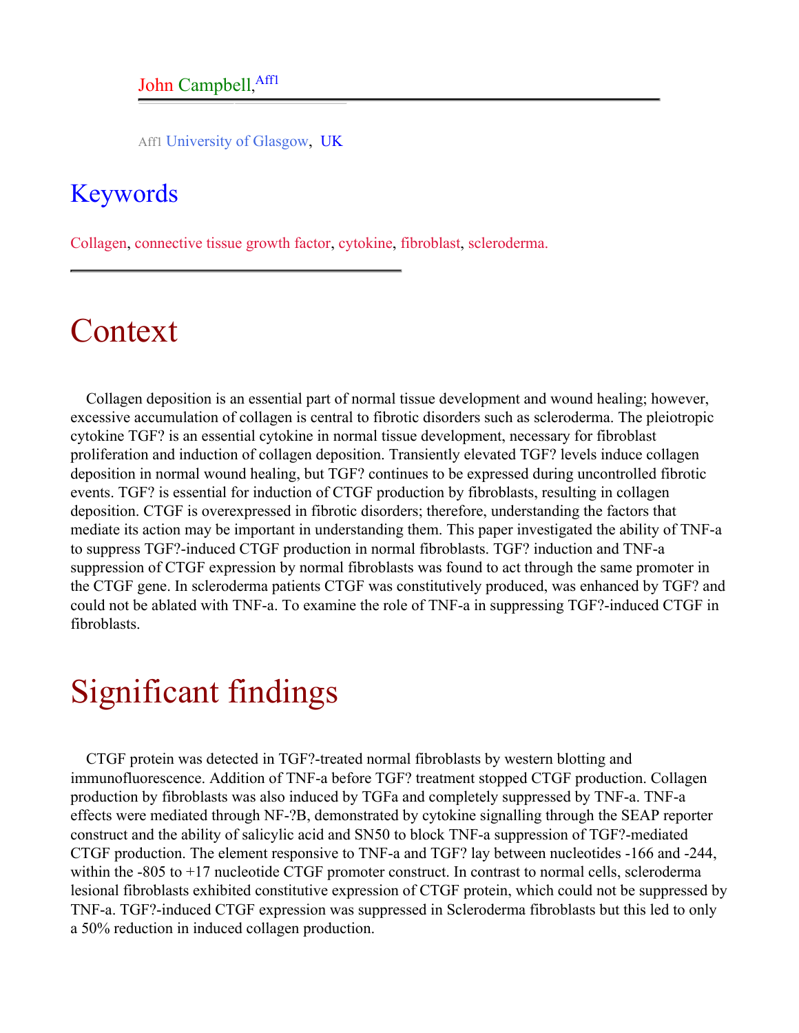John Campbell,[Aff1]

Aff1 University of Glasgow, UK

## Keywords

Collagen, connective tissue growth factor, cytokine, fibroblast, scleroderma.

# Context

Collagen deposition is an essential part of normal tissue development and wound healing; however, excessive accumulation of collagen is central to fibrotic disorders such as scleroderma. The pleiotropic cytokine TGF? is an essential cytokine in normal tissue development, necessary for fibroblast proliferation and induction of collagen deposition. Transiently elevated TGF? levels induce collagen deposition in normal wound healing, but TGF? continues to be expressed during uncontrolled fibrotic events. TGF? is essential for induction of CTGF production by fibroblasts, resulting in collagen deposition. CTGF is overexpressed in fibrotic disorders; therefore, understanding the factors that mediate its action may be important in understanding them. This paper investigated the ability of TNF-a to suppress TGF?-induced CTGF production in normal fibroblasts. TGF? induction and TNF-a suppression of CTGF expression by normal fibroblasts was found to act through the same promoter in the CTGF gene. In scleroderma patients CTGF was constitutively produced, was enhanced by TGF? and could not be ablated with TNF-a. To examine the role of TNF-a in suppressing TGF?-induced CTGF in fibroblasts.

# Significant findings

CTGF protein was detected in TGF?-treated normal fibroblasts by western blotting and immunofluorescence. Addition of TNF-a before TGF? treatment stopped CTGF production. Collagen production by fibroblasts was also induced by TGFa and completely suppressed by TNF-a. TNF-a effects were mediated through NF-?B, demonstrated by cytokine signalling through the SEAP reporter construct and the ability of salicylic acid and SN50 to block TNF-a suppression of TGF?-mediated CTGF production. The element responsive to TNF-a and TGF? lay between nucleotides -166 and -244, within the -805 to +17 nucleotide CTGF promoter construct. In contrast to normal cells, scleroderma lesional fibroblasts exhibited constitutive expression of CTGF protein, which could not be suppressed by TNF-a. TGF?-induced CTGF expression was suppressed in Scleroderma fibroblasts but this led to only a 50% reduction in induced collagen production.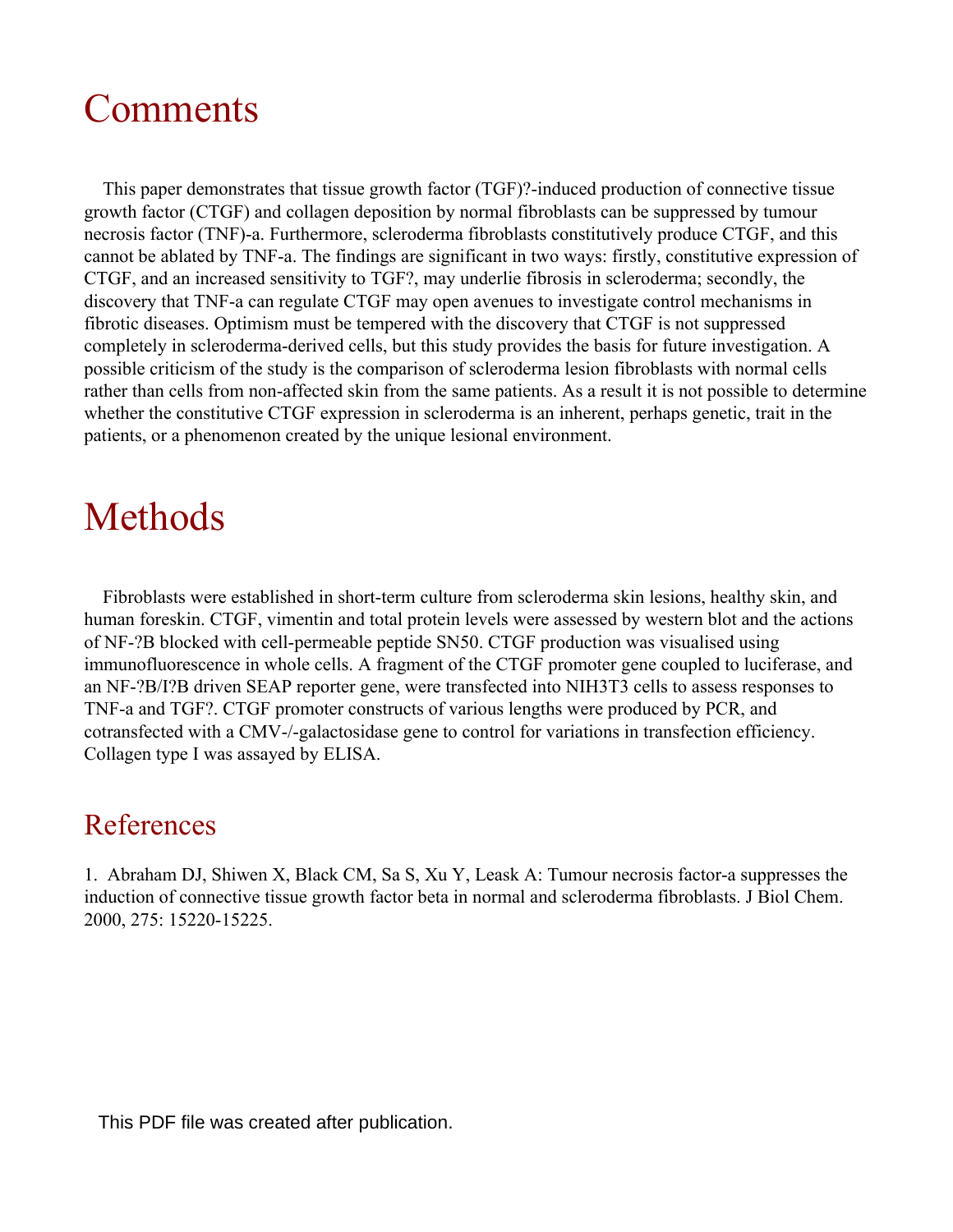# Comments

This paper demonstrates that tissue growth factor (TGF)?-induced production of connective tissue growth factor (CTGF) and collagen deposition by normal fibroblasts can be suppressed by tumour necrosis factor (TNF)-a. Furthermore, scleroderma fibroblasts constitutively produce CTGF, and this cannot be ablated by TNF-a. The findings are significant in two ways: firstly, constitutive expression of CTGF, and an increased sensitivity to TGF?, may underlie fibrosis in scleroderma; secondly, the discovery that TNF-a can regulate CTGF may open avenues to investigate control mechanisms in fibrotic diseases. Optimism must be tempered with the discovery that CTGF is not suppressed completely in scleroderma-derived cells, but this study provides the basis for future investigation. A possible criticism of the study is the comparison of scleroderma lesion fibroblasts with normal cells rather than cells from non-affected skin from the same patients. As a result it is not possible to determine whether the constitutive CTGF expression in scleroderma is an inherent, perhaps genetic, trait in the patients, or a phenomenon created by the unique lesional environment.

# Methods

Fibroblasts were established in short-term culture from scleroderma skin lesions, healthy skin, and human foreskin. CTGF, vimentin and total protein levels were assessed by western blot and the actions of NF-?B blocked with cell-permeable peptide SN50. CTGF production was visualised using immunofluorescence in whole cells. A fragment of the CTGF promoter gene coupled to luciferase, and an NF-?B/I?B driven SEAP reporter gene, were transfected into NIH3T3 cells to assess responses to TNF-a and TGF?. CTGF promoter constructs of various lengths were produced by PCR, and cotransfected with a CMV-/-galactosidase gene to control for variations in transfection efficiency. Collagen type I was assayed by ELISA.

## References

1. Abraham DJ, Shiwen X, Black CM, Sa S, Xu Y, Leask A: Tumour necrosis factor-a suppresses the induction of connective tissue growth factor beta in normal and scleroderma fibroblasts. J Biol Chem. 2000, 275: 15220-15225.

This PDF file was created after publication.